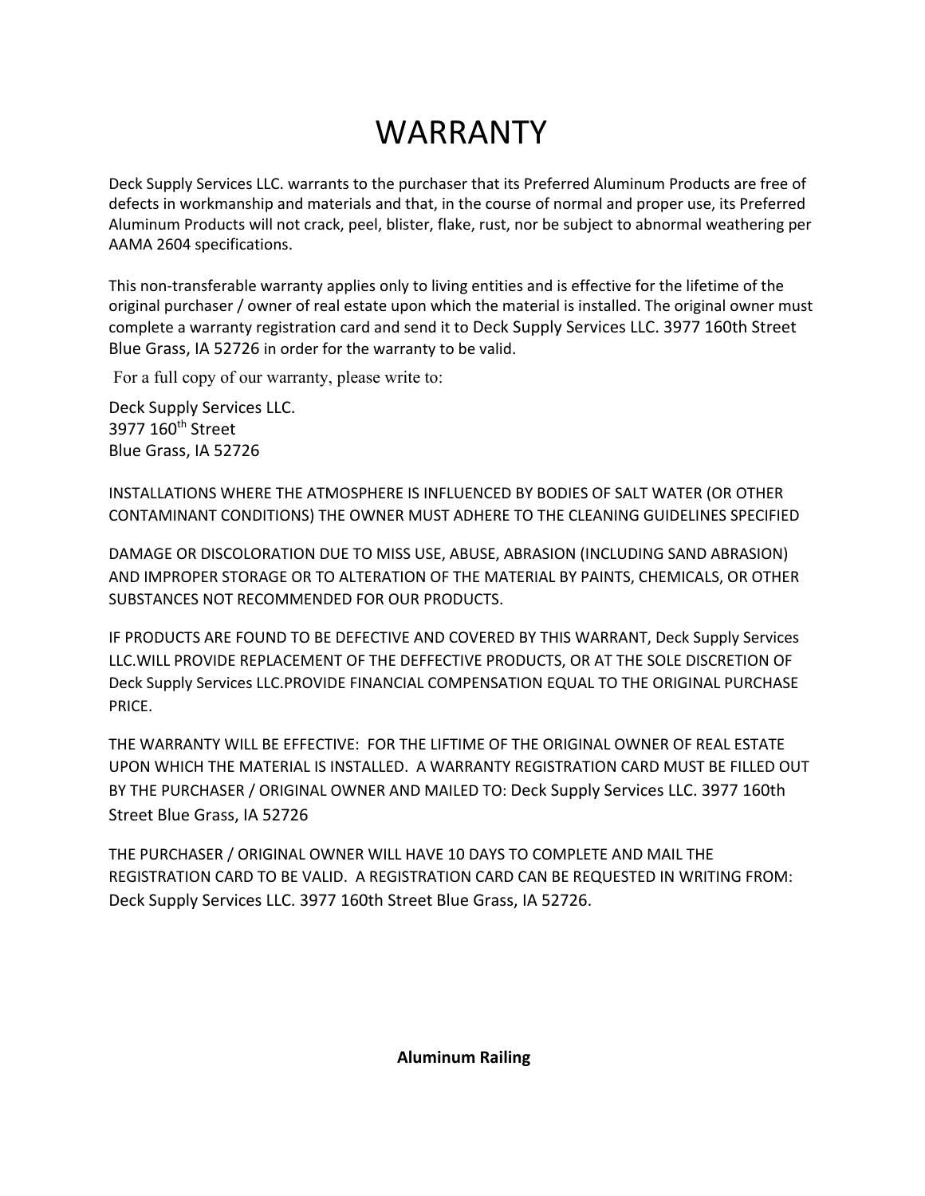# WARRANTY

Deck Supply Services LLC. warrants to the purchaser that its Preferred Aluminum Products are free of defects in workmanship and materials and that, in the course of normal and proper use, its Preferred Aluminum Products will not crack, peel, blister, flake, rust, nor be subject to abnormal weathering per AAMA 2604 specifications.

This non-transferable warranty applies only to living entities and is effective for the lifetime of the original purchaser / owner of real estate upon which the material is installed. The original owner must complete a warranty registration card and send it to Deck Supply Services LLC. 3977 160th Street Blue Grass, IA 52726 in order for the warranty to be valid.

For a full copy of our warranty, please write to:

Deck Supply Services LLC.
3977 160th Street
Blue Grass, IA 52726

INSTALLATIONS WHERE THE ATMOSPHERE IS INFLUENCED BY BODIES OF SALT WATER (OR OTHER CONTAMINANT CONDITIONS) THE OWNER MUST ADHERE TO THE CLEANING GUIDELINES SPECIFIED

DAMAGE OR DISCOLORATION DUE TO MISS USE, ABUSE, ABRASION (INCLUDING SAND ABRASION) AND IMPROPER STORAGE OR TO ALTERATION OF THE MATERIAL BY PAINTS, CHEMICALS, OR OTHER SUBSTANCES NOT RECOMMENDED FOR OUR PRODUCTS.

IF PRODUCTS ARE FOUND TO BE DEFECTIVE AND COVERED BY THIS WARRANT, Deck Supply Services LLC.WILL PROVIDE REPLACEMENT OF THE DEFFECTIVE PRODUCTS, OR AT THE SOLE DISCRETION OF Deck Supply Services LLC.PROVIDE FINANCIAL COMPENSATION EQUAL TO THE ORIGINAL PURCHASE PRICE.

THE WARRANTY WILL BE EFFECTIVE: FOR THE LIFTIME OF THE ORIGINAL OWNER OF REAL ESTATE UPON WHICH THE MATERIAL IS INSTALLED. A WARRANTY REGISTRATION CARD MUST BE FILLED OUT BY THE PURCHASER / ORIGINAL OWNER AND MAILED TO: Deck Supply Services LLC. 3977 160th Street Blue Grass, IA 52726

THE PURCHASER / ORIGINAL OWNER WILL HAVE 10 DAYS TO COMPLETE AND MAIL THE REGISTRATION CARD TO BE VALID. A REGISTRATION CARD CAN BE REQUESTED IN WRITING FROM: Deck Supply Services LLC. 3977 160th Street Blue Grass, IA 52726.

**Aluminum Railing**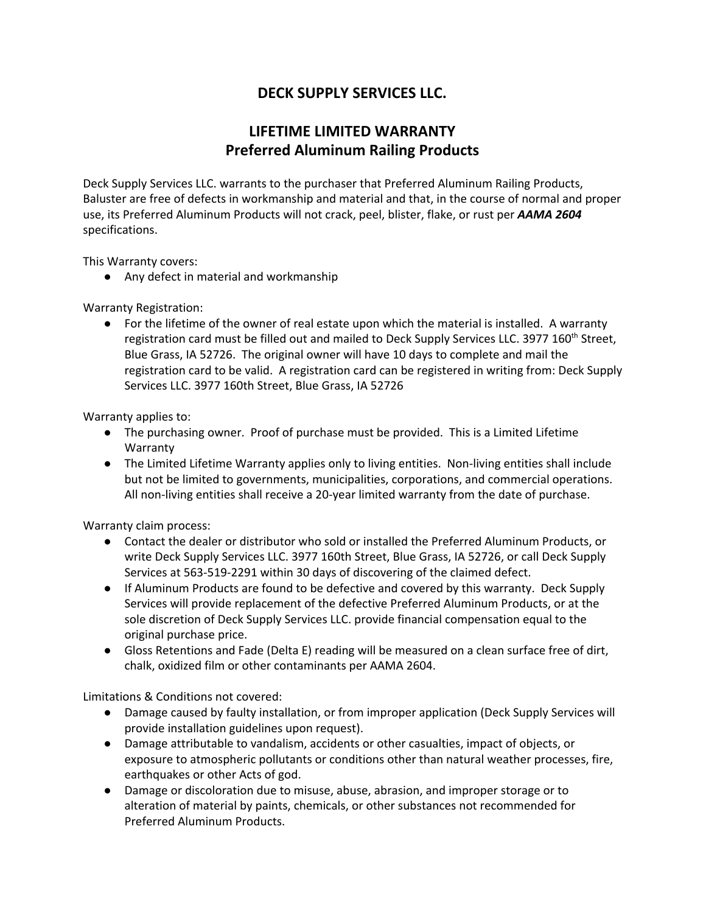# DECK SUPPLY SERVICES LLC.

## LIFETIME LIMITED WARRANTY
## Preferred Aluminum Railing Products

Deck Supply Services LLC. warrants to the purchaser that Preferred Aluminum Railing Products, Baluster are free of defects in workmanship and material and that, in the course of normal and proper use, its Preferred Aluminum Products will not crack, peel, blister, flake, or rust per ***AAMA 2604*** specifications.

This Warranty covers:

- Any defect in material and workmanship

Warranty Registration:

- For the lifetime of the owner of real estate upon which the material is installed. A warranty registration card must be filled out and mailed to Deck Supply Services LLC. 3977 160th Street, Blue Grass, IA 52726. The original owner will have 10 days to complete and mail the registration card to be valid. A registration card can be registered in writing from: Deck Supply Services LLC. 3977 160th Street, Blue Grass, IA 52726

Warranty applies to:

- The purchasing owner. Proof of purchase must be provided. This is a Limited Lifetime Warranty
- The Limited Lifetime Warranty applies only to living entities. Non-living entities shall include but not be limited to governments, municipalities, corporations, and commercial operations. All non-living entities shall receive a 20-year limited warranty from the date of purchase.

Warranty claim process:

- Contact the dealer or distributor who sold or installed the Preferred Aluminum Products, or write Deck Supply Services LLC. 3977 160th Street, Blue Grass, IA 52726, or call Deck Supply Services at 563-519-2291 within 30 days of discovering of the claimed defect.
- If Aluminum Products are found to be defective and covered by this warranty. Deck Supply Services will provide replacement of the defective Preferred Aluminum Products, or at the sole discretion of Deck Supply Services LLC. provide financial compensation equal to the original purchase price.
- Gloss Retentions and Fade (Delta E) reading will be measured on a clean surface free of dirt, chalk, oxidized film or other contaminants per AAMA 2604.

Limitations & Conditions not covered:

- Damage caused by faulty installation, or from improper application (Deck Supply Services will provide installation guidelines upon request).
- Damage attributable to vandalism, accidents or other casualties, impact of objects, or exposure to atmospheric pollutants or conditions other than natural weather processes, fire, earthquakes or other Acts of god.
- Damage or discoloration due to misuse, abuse, abrasion, and improper storage or to alteration of material by paints, chemicals, or other substances not recommended for Preferred Aluminum Products.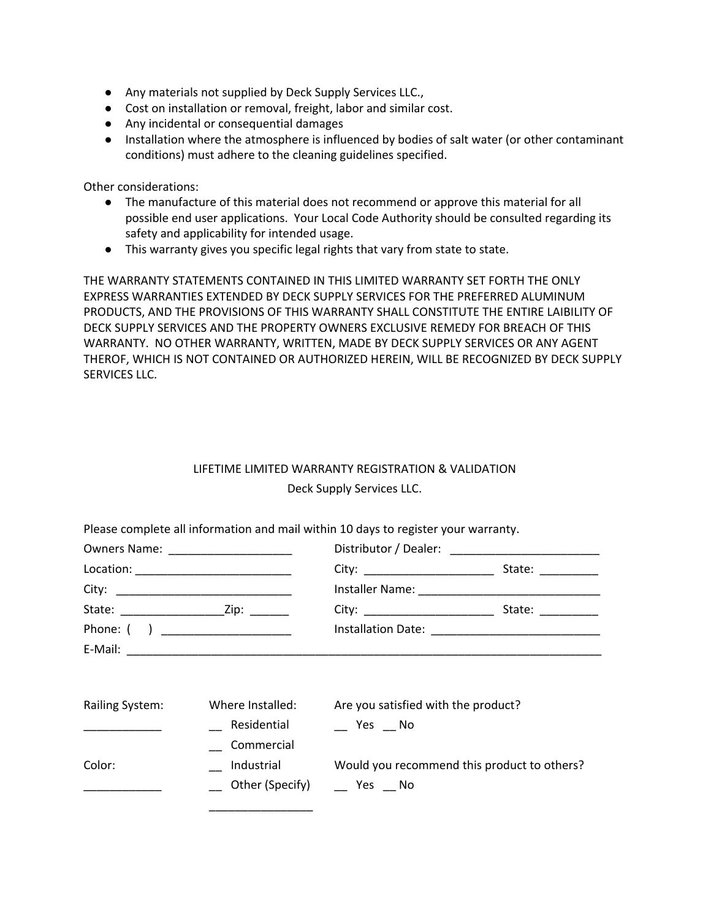- Any materials not supplied by Deck Supply Services LLC.,
- Cost on installation or removal, freight, labor and similar cost.
- Any incidental or consequential damages
- Installation where the atmosphere is influenced by bodies of salt water (or other contaminant conditions) must adhere to the cleaning guidelines specified.

Other considerations:

- The manufacture of this material does not recommend or approve this material for all possible end user applications. Your Local Code Authority should be consulted regarding its safety and applicability for intended usage.
- This warranty gives you specific legal rights that vary from state to state.

THE WARRANTY STATEMENTS CONTAINED IN THIS LIMITED WARRANTY SET FORTH THE ONLY EXPRESS WARRANTIES EXTENDED BY DECK SUPPLY SERVICES FOR THE PREFERRED ALUMINUM PRODUCTS, AND THE PROVISIONS OF THIS WARRANTY SHALL CONSTITUTE THE ENTIRE LAIBILITY OF DECK SUPPLY SERVICES AND THE PROPERTY OWNERS EXCLUSIVE REMEDY FOR BREACH OF THIS WARRANTY. NO OTHER WARRANTY, WRITTEN, MADE BY DECK SUPPLY SERVICES OR ANY AGENT THEROF, WHICH IS NOT CONTAINED OR AUTHORIZED HEREIN, WILL BE RECOGNIZED BY DECK SUPPLY SERVICES LLC.

LIFETIME LIMITED WARRANTY REGISTRATION & VALIDATION

Deck Supply Services LLC.

Please complete all information and mail within 10 days to register your warranty.

Owners Name: ___________________

Location: ________________________

City: ___________________________

State: _______________Zip: ______

Phone: (    ) ____________________

Distributor / Dealer: _______________________

City: ____________________ State: _________

Installer Name: ____________________________

City: ____________________ State: _________

Installation Date: __________________________

E-Mail: __________________________________________________________________________

Railing System:

____________

Color:

____________

Where Installed:

__ Residential

__ Commercial

__ Industrial

__ Other (Specify)

________________

Are you satisfied with the product?

__ Yes __ No

Would you recommend this product to others?

__ Yes __ No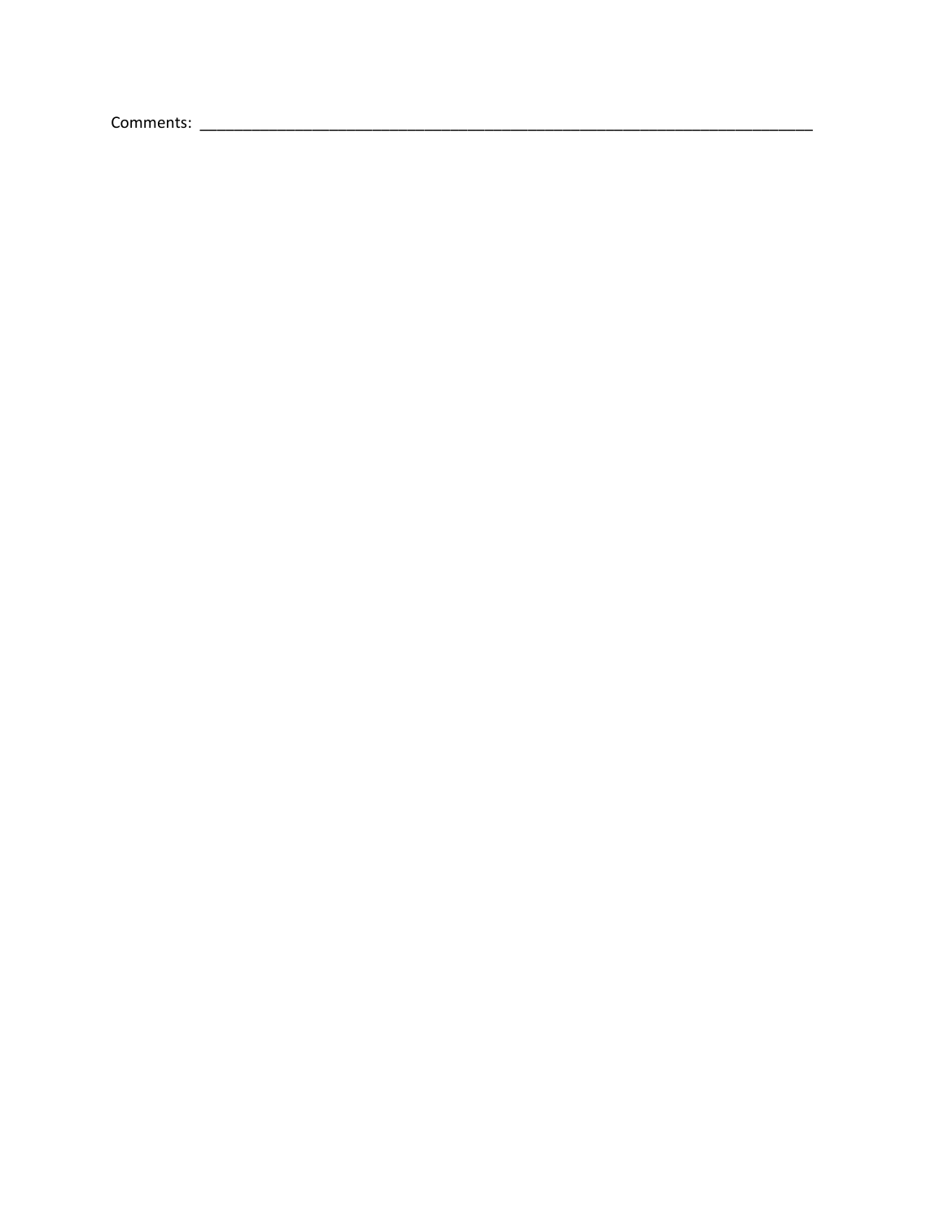Comments: ___________________________________________________________________________